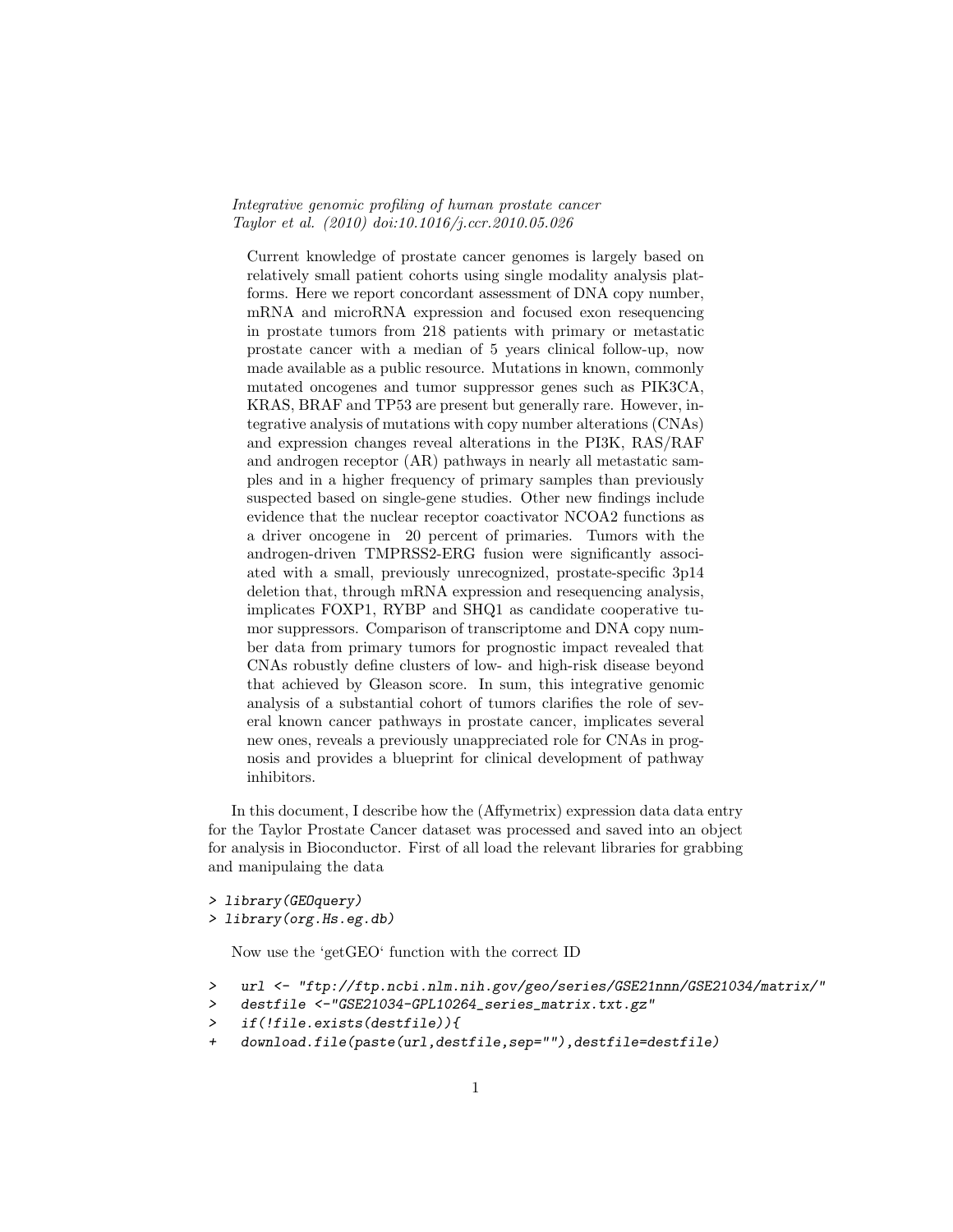*Integrative genomic profiling of human prostate cancer*
*Taylor et al. (2010) doi:10.1016/j.ccr.2010.05.026*

> Current knowledge of prostate cancer genomes is largely based on relatively small patient cohorts using single modality analysis platforms. Here we report concordant assessment of DNA copy number, mRNA and microRNA expression and focused exon resequencing in prostate tumors from 218 patients with primary or metastatic prostate cancer with a median of 5 years clinical follow-up, now made available as a public resource. Mutations in known, commonly mutated oncogenes and tumor suppressor genes such as PIK3CA, KRAS, BRAF and TP53 are present but generally rare. However, integrative analysis of mutations with copy number alterations (CNAs) and expression changes reveal alterations in the PI3K, RAS/RAF and androgen receptor (AR) pathways in nearly all metastatic samples and in a higher frequency of primary samples than previously suspected based on single-gene studies. Other new findings include evidence that the nuclear receptor coactivator NCOA2 functions as a driver oncogene in 20 percent of primaries. Tumors with the androgen-driven TMPRSS2-ERG fusion were significantly associated with a small, previously unrecognized, prostate-specific 3p14 deletion that, through mRNA expression and resequencing analysis, implicates FOXP1, RYBP and SHQ1 as candidate cooperative tumor suppressors. Comparison of transcriptome and DNA copy number data from primary tumors for prognostic impact revealed that CNAs robustly define clusters of low- and high-risk disease beyond that achieved by Gleason score. In sum, this integrative genomic analysis of a substantial cohort of tumors clarifies the role of several known cancer pathways in prostate cancer, implicates several new ones, reveals a previously unappreciated role for CNAs in prognosis and provides a blueprint for clinical development of pathway inhibitors.

In this document, I describe how the (Affymetrix) expression data data entry for the Taylor Prostate Cancer dataset was processed and saved into an object for analysis in Bioconductor. First of all load the relevant libraries for grabbing and manipulaing the data

```
> library(GEOquery)
> library(org.Hs.eg.db)
```

Now use the 'getGEO' function with the correct ID

```
>  url <- "ftp://ftp.ncbi.nlm.nih.gov/geo/series/GSE21nnn/GSE21034/matrix/"
>  destfile <-"GSE21034-GPL10264_series_matrix.txt.gz"
>  if(!file.exists(destfile)){
+  download.file(paste(url,destfile,sep=""),destfile=destfile)
```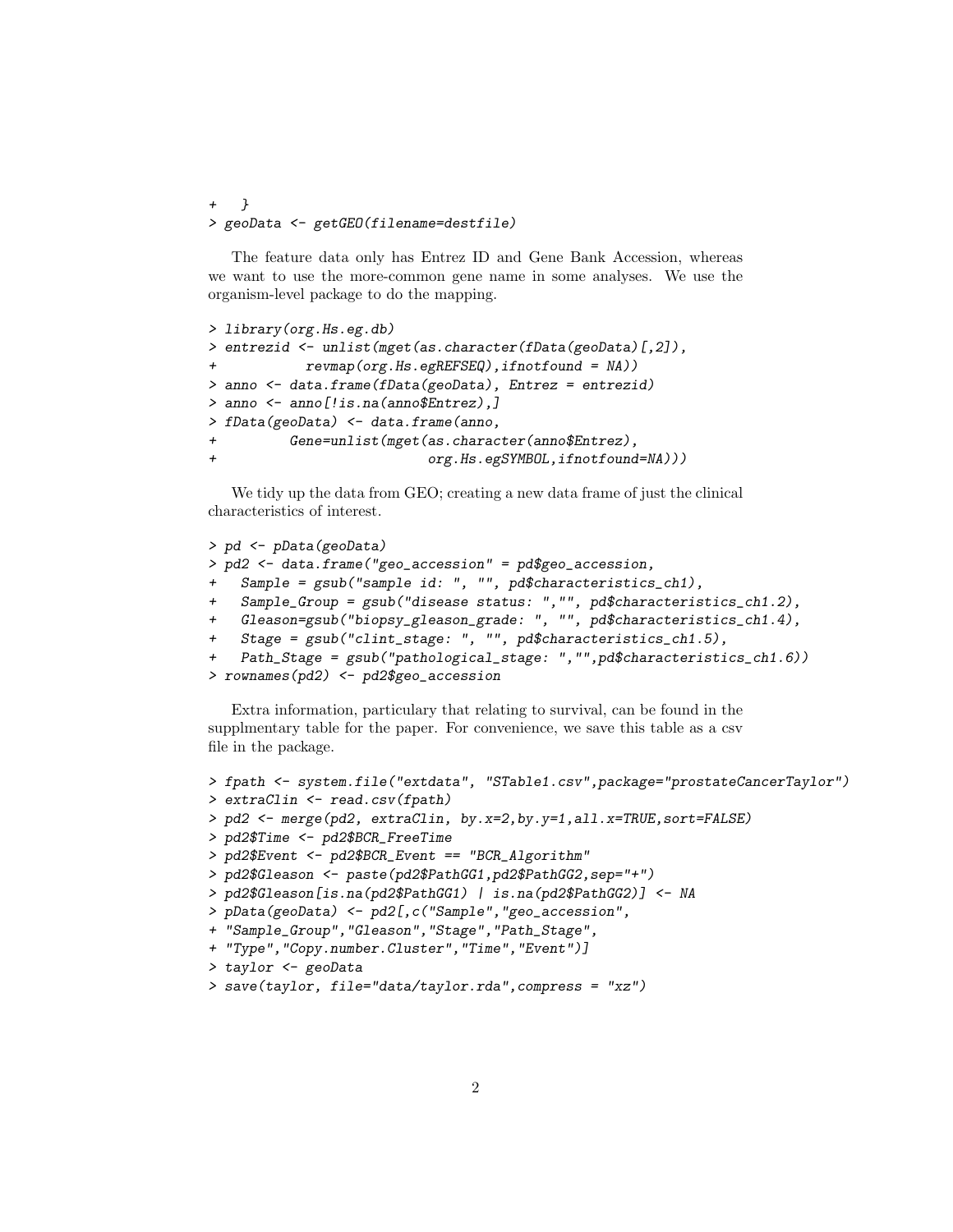```
+   }
> geoData <- getGEO(filename=destfile)
```

The feature data only has Entrez ID and Gene Bank Accession, whereas we want to use the more-common gene name in some analyses. We use the organism-level package to do the mapping.

```
> library(org.Hs.eg.db)
> entrezid <- unlist(mget(as.character(fData(geoData)[,2]),
+           revmap(org.Hs.egREFSEQ),ifnotfound = NA))
> anno <- data.frame(fData(geoData), Entrez = entrezid)
> anno <- anno[!is.na(anno$Entrez),]
> fData(geoData) <- data.frame(anno,
+         Gene=unlist(mget(as.character(anno$Entrez),
+                          org.Hs.egSYMBOL,ifnotfound=NA)))
```

We tidy up the data from GEO; creating a new data frame of just the clinical characteristics of interest.

```
> pd <- pData(geoData)
> pd2 <- data.frame("geo_accession" = pd$geo_accession,
+   Sample = gsub("sample id: ", "", pd$characteristics_ch1),
+   Sample_Group = gsub("disease status: ","", pd$characteristics_ch1.2),
+   Gleason=gsub("biopsy_gleason_grade: ", "", pd$characteristics_ch1.4),
+   Stage = gsub("clint_stage: ", "", pd$characteristics_ch1.5),
+   Path_Stage = gsub("pathological_stage: ","",pd$characteristics_ch1.6))
> rownames(pd2) <- pd2$geo_accession
```

Extra information, particulary that relating to survival, can be found in the supplmentary table for the paper. For convenience, we save this table as a csv file in the package.

```
> fpath <- system.file("extdata", "STable1.csv",package="prostateCancerTaylor")
> extraClin <- read.csv(fpath)
> pd2 <- merge(pd2, extraClin, by.x=2,by.y=1,all.x=TRUE,sort=FALSE)
> pd2$Time <- pd2$BCR_FreeTime
> pd2$Event <- pd2$BCR_Event == "BCR_Algorithm"
> pd2$Gleason <- paste(pd2$PathGG1,pd2$PathGG2,sep="+")
> pd2$Gleason[is.na(pd2$PathGG1) | is.na(pd2$PathGG2)] <- NA
> pData(geoData) <- pd2[,c("Sample","geo_accession",
+ "Sample_Group","Gleason","Stage","Path_Stage",
+ "Type","Copy.number.Cluster","Time","Event")]
> taylor <- geoData
> save(taylor, file="data/taylor.rda",compress = "xz")
```